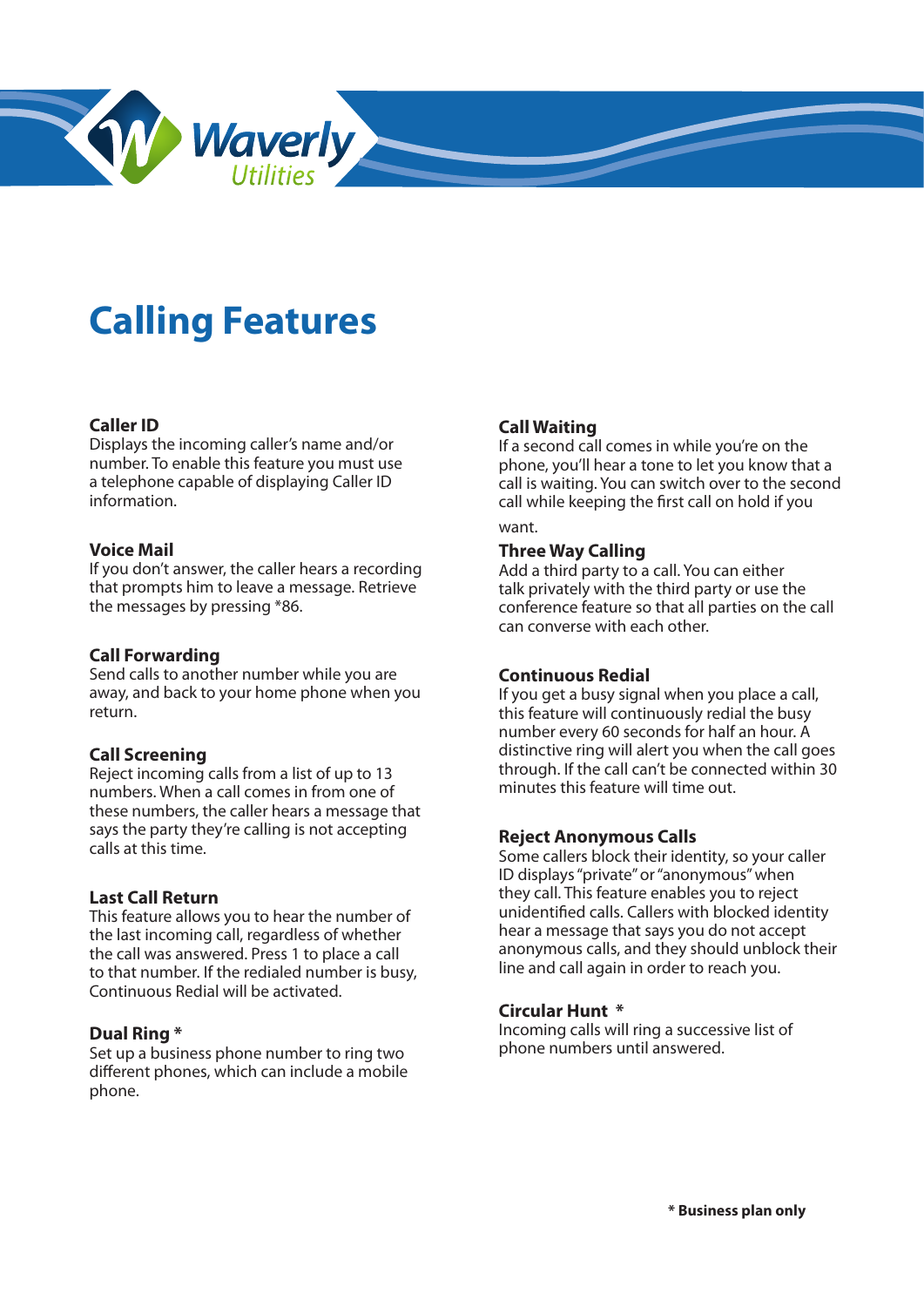# Calling Features

### Caller ID
Displays the incoming caller's name and/or number. To enable this feature you must use a telephone capable of displaying Caller ID information.

### Voice Mail
If you don't answer, the caller hears a recording that prompts him to leave a message. Retrieve the messages by pressing *86.

### Call Forwarding
Send calls to another number while you are away, and back to your home phone when you return.

### Call Screening
Reject incoming calls from a list of up to 13 numbers. When a call comes in from one of these numbers, the caller hears a message that says the party they're calling is not accepting calls at this time.

### Last Call Return
This feature allows you to hear the number of the last incoming call, regardless of whether the call was answered. Press 1 to place a call to that number. If the redialed number is busy, Continuous Redial will be activated.

### Dual Ring *
Set up a business phone number to ring two different phones, which can include a mobile phone.

### Call Waiting
If a second call comes in while you're on the phone, you'll hear a tone to let you know that a call is waiting. You can switch over to the second call while keeping the first call on hold if you want.

### Three Way Calling
Add a third party to a call. You can either talk privately with the third party or use the conference feature so that all parties on the call can converse with each other.

### Continuous Redial
If you get a busy signal when you place a call, this feature will continuously redial the busy number every 60 seconds for half an hour. A distinctive ring will alert you when the call goes through. If the call can't be connected within 30 minutes this feature will time out.

### Reject Anonymous Calls
Some callers block their identity, so your caller ID displays "private" or "anonymous" when they call. This feature enables you to reject unidentified calls. Callers with blocked identity hear a message that says you do not accept anonymous calls, and they should unblock their line and call again in order to reach you.

### Circular Hunt *
Incoming calls will ring a successive list of phone numbers until answered.

**\* Business plan only**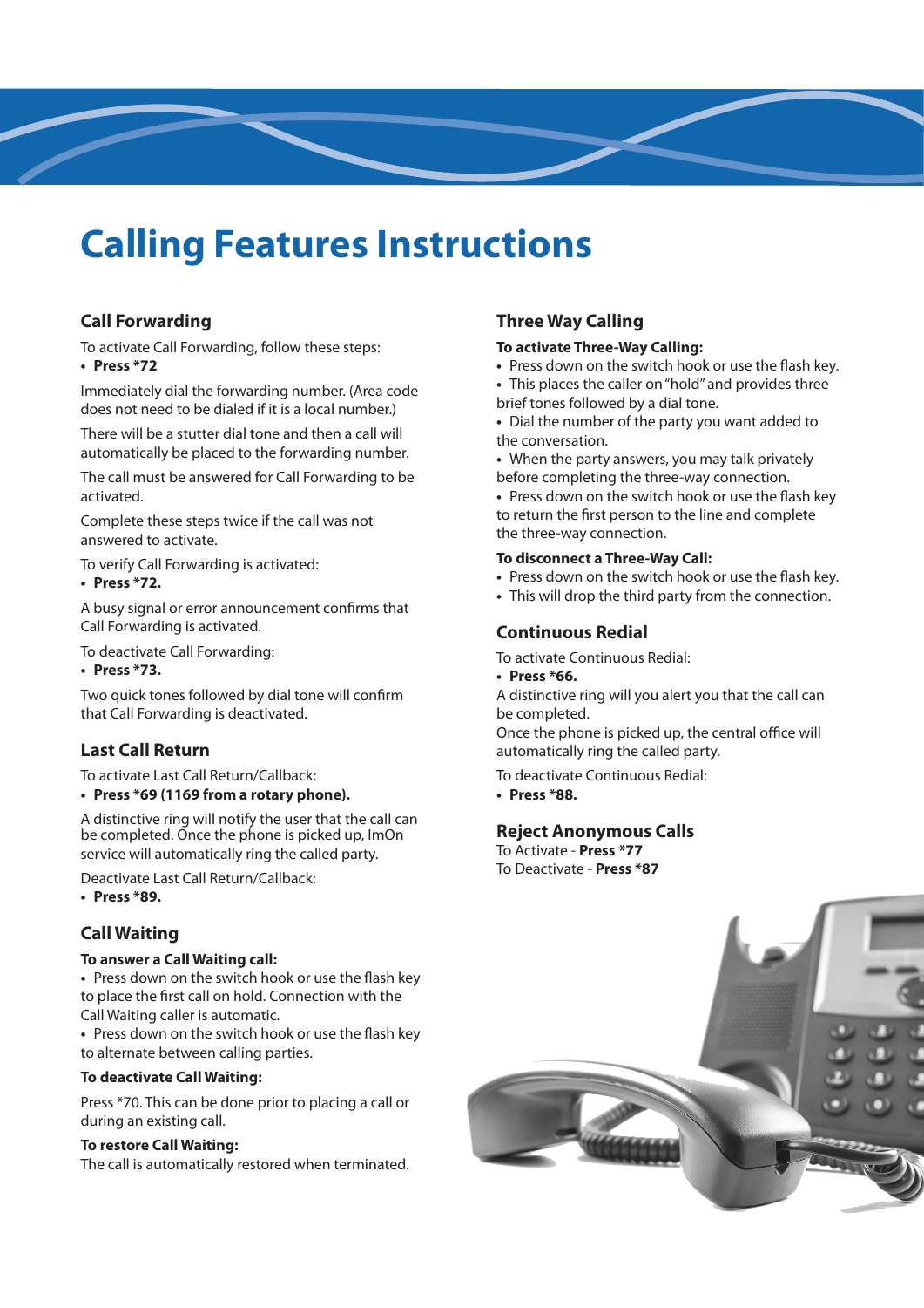# Calling Features Instructions

## Call Forwarding

To activate Call Forwarding, follow these steps:

- **Press *72**

Immediately dial the forwarding number. (Area code does not need to be dialed if it is a local number.)

There will be a stutter dial tone and then a call will automatically be placed to the forwarding number.

The call must be answered for Call Forwarding to be activated.

Complete these steps twice if the call was not answered to activate.

To verify Call Forwarding is activated:

- **Press *72.**

A busy signal or error announcement confirms that Call Forwarding is activated.

To deactivate Call Forwarding:

- **Press *73.**

Two quick tones followed by dial tone will confirm that Call Forwarding is deactivated.

## Last Call Return

To activate Last Call Return/Callback:

- **Press *69 (1169 from a rotary phone).**

A distinctive ring will notify the user that the call can be completed. Once the phone is picked up, ImOn service will automatically ring the called party.

Deactivate Last Call Return/Callback:

- **Press *89.**

## Call Waiting

**To answer a Call Waiting call:**

- Press down on the switch hook or use the flash key to place the first call on hold. Connection with the Call Waiting caller is automatic.
- Press down on the switch hook or use the flash key to alternate between calling parties.

**To deactivate Call Waiting:**

Press *70. This can be done prior to placing a call or during an existing call.

**To restore Call Waiting:**

The call is automatically restored when terminated.

## Three Way Calling

**To activate Three-Way Calling:**

- Press down on the switch hook or use the flash key.
- This places the caller on "hold" and provides three brief tones followed by a dial tone.
- Dial the number of the party you want added to the conversation.
- When the party answers, you may talk privately before completing the three-way connection.
- Press down on the switch hook or use the flash key to return the first person to the line and complete the three-way connection.

**To disconnect a Three-Way Call:**

- Press down on the switch hook or use the flash key.
- This will drop the third party from the connection.

## Continuous Redial

To activate Continuous Redial:

- **Press *66.**

A distinctive ring will you alert you that the call can be completed.

Once the phone is picked up, the central office will automatically ring the called party.

To deactivate Continuous Redial:

- **Press *88.**

## Reject Anonymous Calls

To Activate - **Press *77**

To Deactivate - **Press *87**